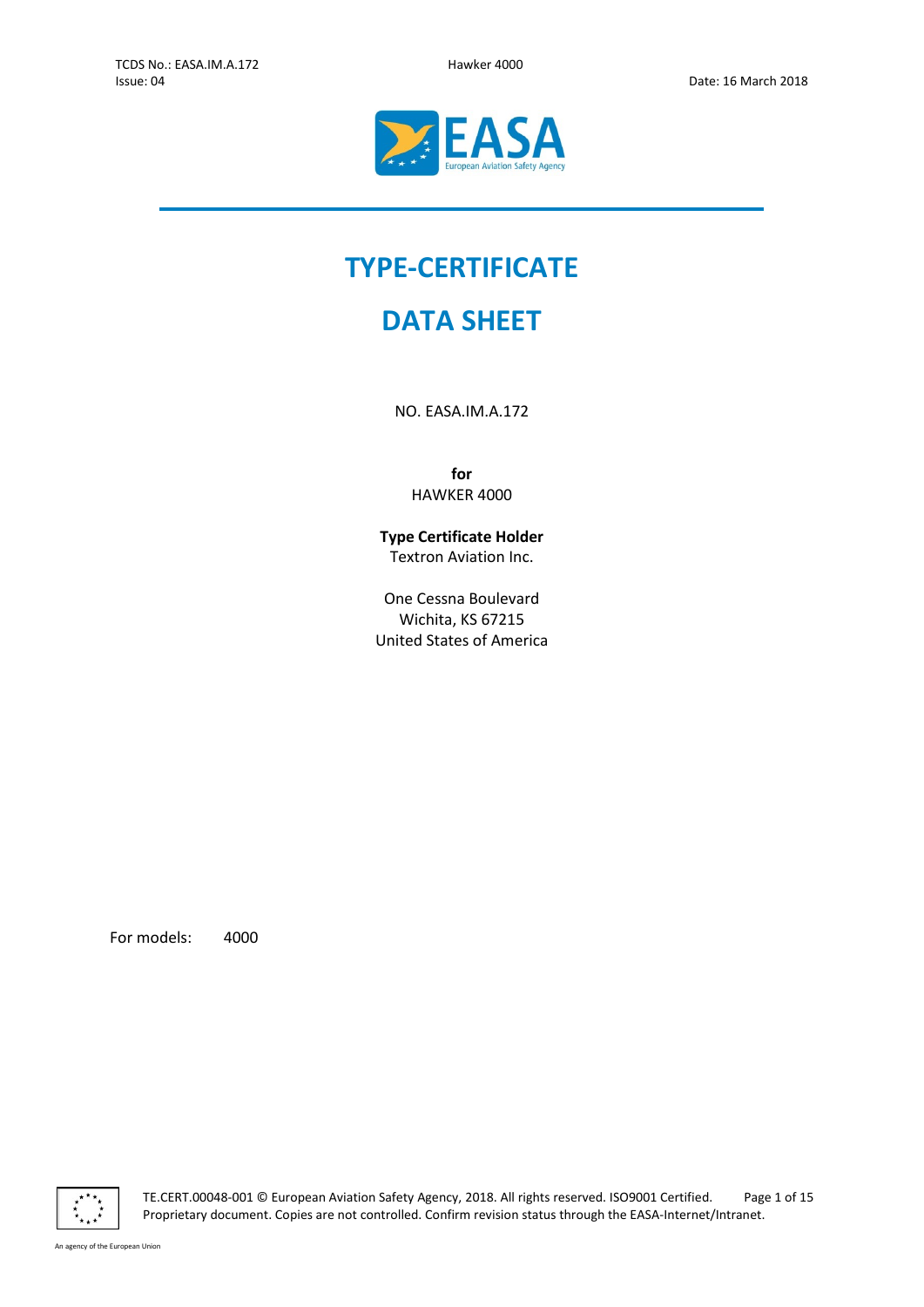# TYPE-CERTIFICATE

# DATA SHEET

NO. EASA.IM.A.172

**for**
HAWKER 4000

**Type Certificate Holder**
Textron Aviation Inc.

One Cessna Boulevard
Wichita, KS 67215
United States of America

For models: 4000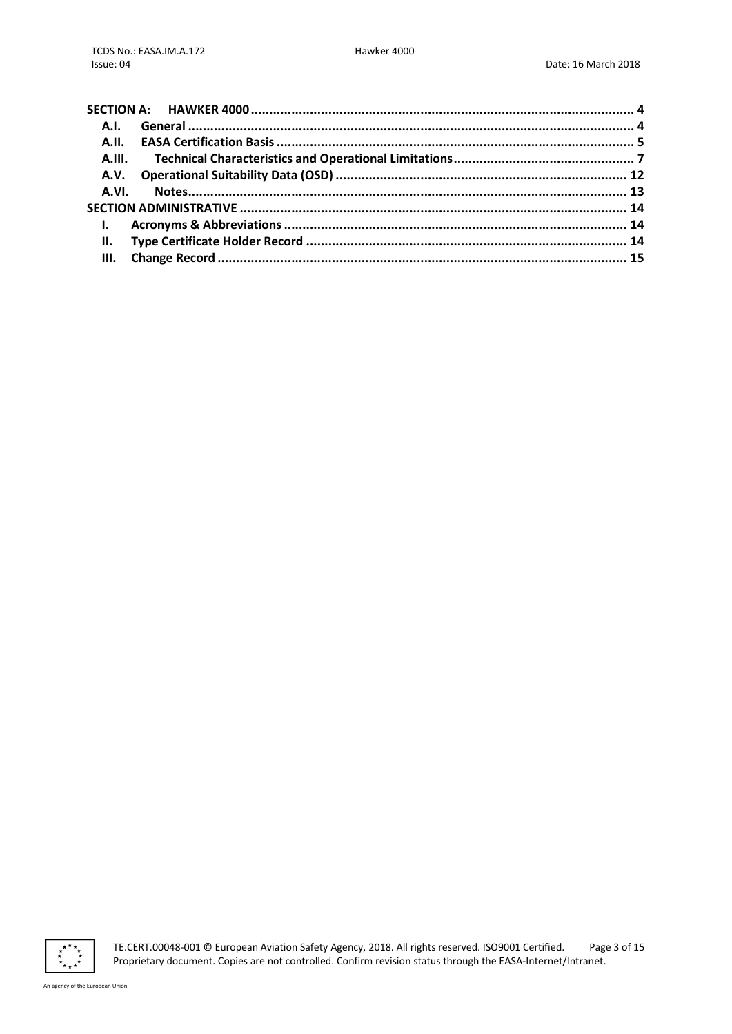**SECTION A: HAWKER 4000** ..... 4

- **A.I. General** ..... 4
- **A.II. EASA Certification Basis** ..... 5
- **A.III. Technical Characteristics and Operational Limitations** ..... 7
- **A.V. Operational Suitability Data (OSD)** ..... 12
- **A.VI. Notes** ..... 13

**SECTION ADMINISTRATIVE** ..... 14

- **I. Acronyms & Abbreviations** ..... 14
- **II. Type Certificate Holder Record** ..... 14
- **III. Change Record** ..... 15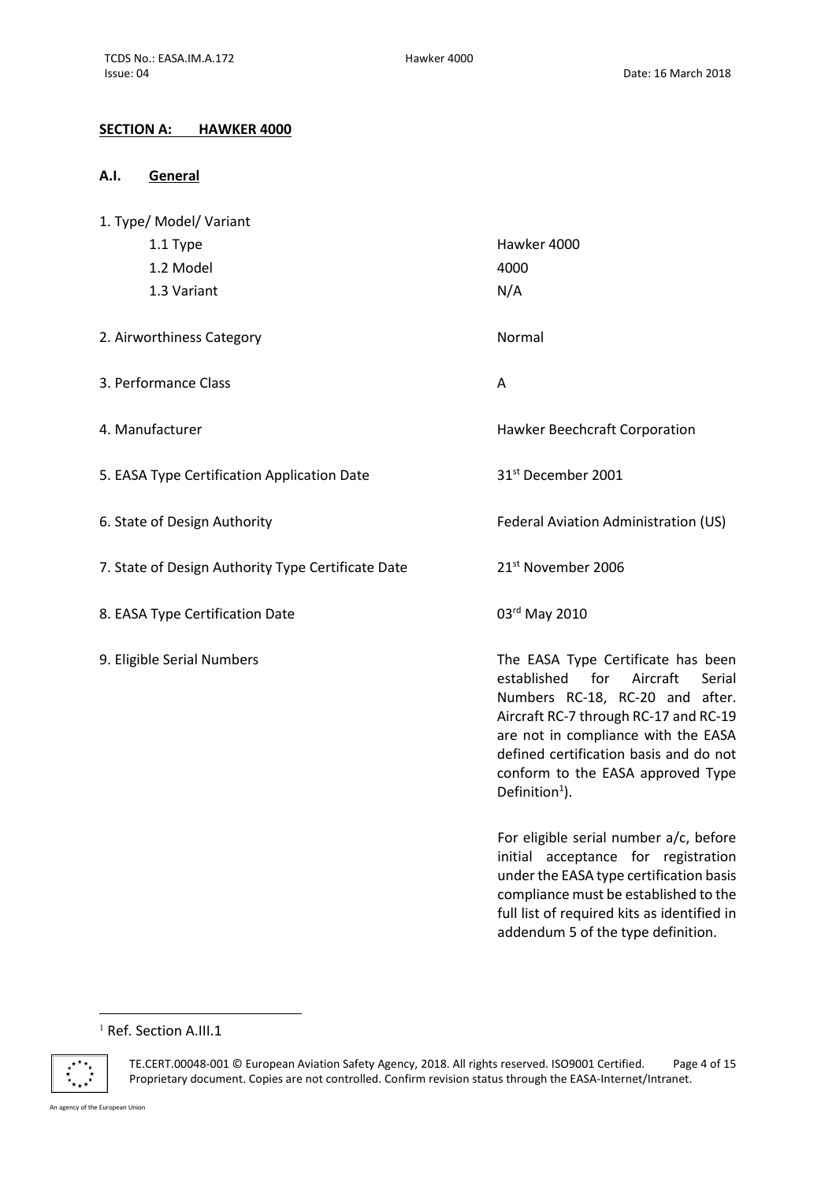**SECTION A: HAWKER 4000**

**A.I. General**

1. Type/ Model/ Variant

| | |
|---|---|
| 1.1 Type | Hawker 4000 |
| 1.2 Model | 4000 |
| 1.3 Variant | N/A |
| 2. Airworthiness Category | Normal |
| 3. Performance Class | A |
| 4. Manufacturer | Hawker Beechcraft Corporation |
| 5. EASA Type Certification Application Date | 31st December 2001 |
| 6. State of Design Authority | Federal Aviation Administration (US) |
| 7. State of Design Authority Type Certificate Date | 21st November 2006 |
| 8. EASA Type Certification Date | 03rd May 2010 |
| 9. Eligible Serial Numbers | The EASA Type Certificate has been established for Aircraft Serial Numbers RC-18, RC-20 and after. Aircraft RC-7 through RC-17 and RC-19 are not in compliance with the EASA defined certification basis and do not conform to the EASA approved Type Definition[1]).<br><br>For eligible serial number a/c, before initial acceptance for registration under the EASA type certification basis compliance must be established to the full list of required kits as identified in addendum 5 of the type definition. |

[1] Ref. Section A.III.1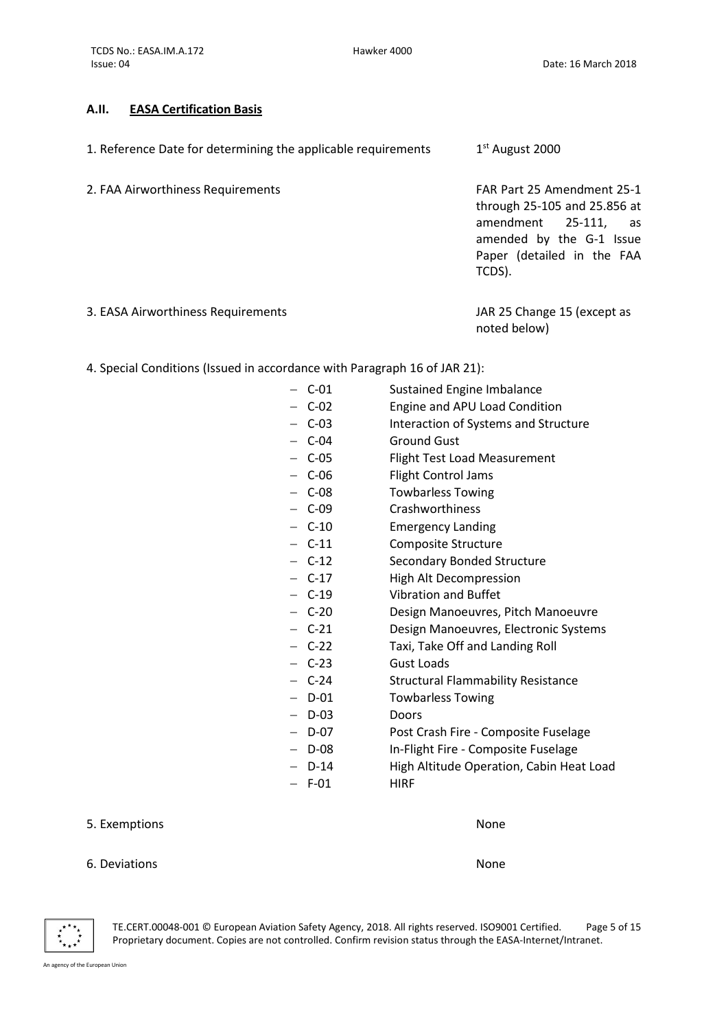## A.II. EASA Certification Basis

| | |
|---|---|
| 1. Reference Date for determining the applicable requirements | 1st August 2000 |
| 2. FAA Airworthiness Requirements | FAR Part 25 Amendment 25-1 through 25-105 and 25.856 at amendment 25-111, as amended by the G-1 Issue Paper (detailed in the FAA TCDS). |
| 3. EASA Airworthiness Requirements | JAR 25 Change 15 (except as noted below) |

4. Special Conditions (Issued in accordance with Paragraph 16 of JAR 21):

- C-01 Sustained Engine Imbalance
- C-02 Engine and APU Load Condition
- C-03 Interaction of Systems and Structure
- C-04 Ground Gust
- C-05 Flight Test Load Measurement
- C-06 Flight Control Jams
- C-08 Towbarless Towing
- C-09 Crashworthiness
- C-10 Emergency Landing
- C-11 Composite Structure
- C-12 Secondary Bonded Structure
- C-17 High Alt Decompression
- C-19 Vibration and Buffet
- C-20 Design Manoeuvres, Pitch Manoeuvre
- C-21 Design Manoeuvres, Electronic Systems
- C-22 Taxi, Take Off and Landing Roll
- C-23 Gust Loads
- C-24 Structural Flammability Resistance
- D-01 Towbarless Towing
- D-03 Doors
- D-07 Post Crash Fire - Composite Fuselage
- D-08 In-Flight Fire - Composite Fuselage
- D-14 High Altitude Operation, Cabin Heat Load
- F-01 HIRF

| | |
|---|---|
| 5. Exemptions | None |
| 6. Deviations | None |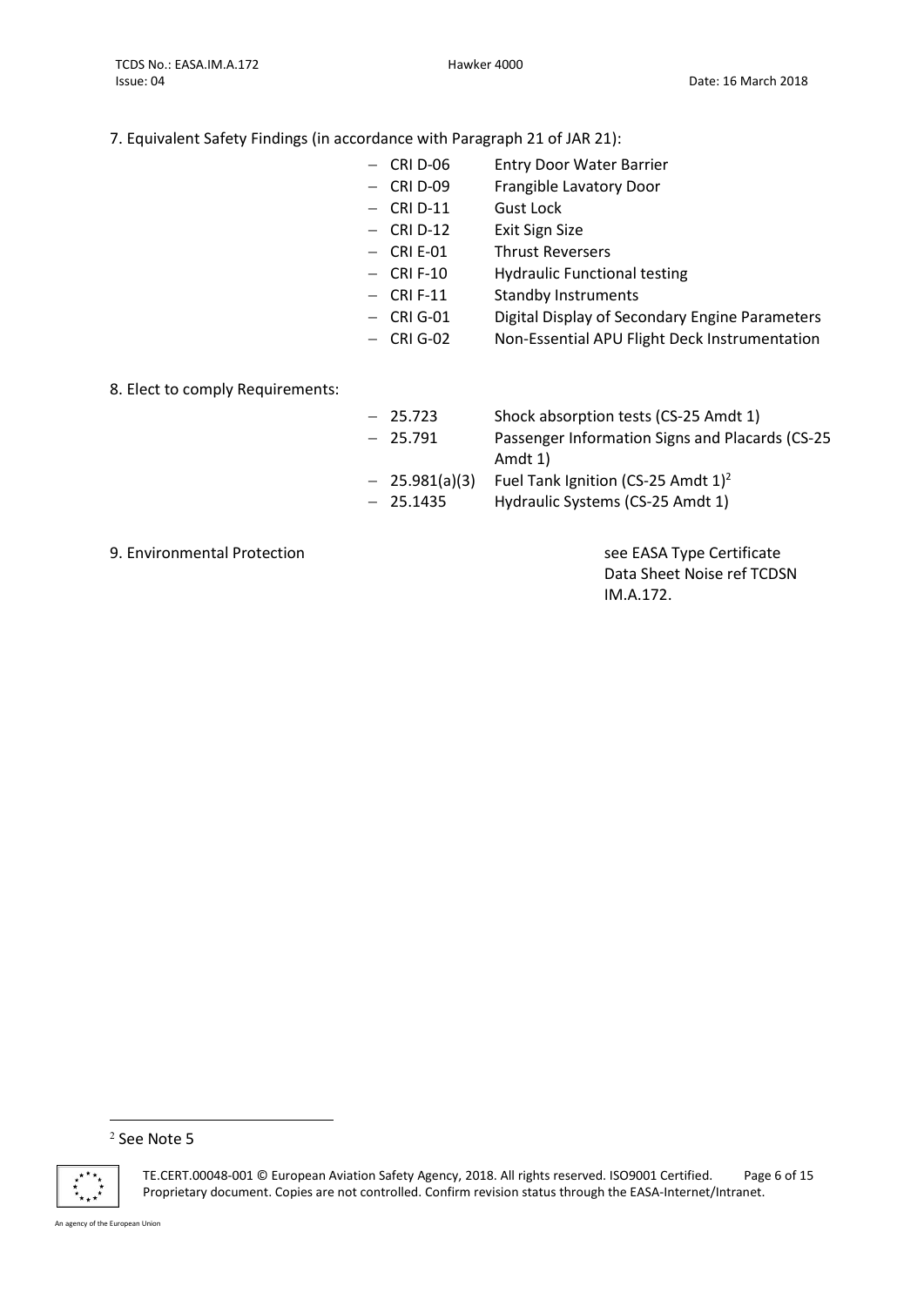7. Equivalent Safety Findings (in accordance with Paragraph 21 of JAR 21):

- CRI D-06 Entry Door Water Barrier
- CRI D-09 Frangible Lavatory Door
- CRI D-11 Gust Lock
- CRI D-12 Exit Sign Size
- CRI E-01 Thrust Reversers
- CRI F-10 Hydraulic Functional testing
- CRI F-11 Standby Instruments
- CRI G-01 Digital Display of Secondary Engine Parameters
- CRI G-02 Non-Essential APU Flight Deck Instrumentation

8. Elect to comply Requirements:

- 25.723 Shock absorption tests (CS-25 Amdt 1)
- 25.791 Passenger Information Signs and Placards (CS-25 Amdt 1)
- 25.981(a)(3) Fuel Tank Ignition (CS-25 Amdt 1)[2]
- 25.1435 Hydraulic Systems (CS-25 Amdt 1)

9. Environmental Protection see EASA Type Certificate Data Sheet Noise ref TCDSN IM.A.172.

[2] See Note 5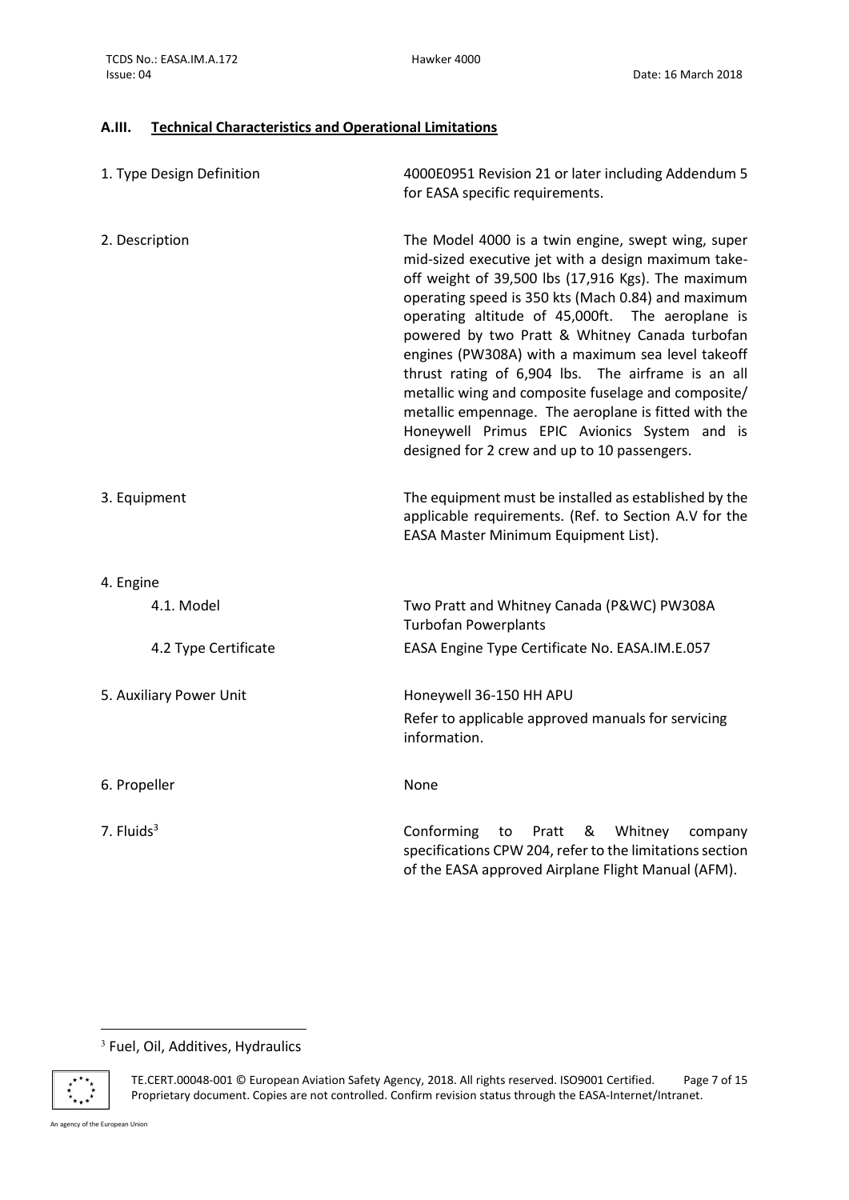## A.III. Technical Characteristics and Operational Limitations

| | |
|---|---|
| 1. Type Design Definition | 4000E0951 Revision 21 or later including Addendum 5 for EASA specific requirements. |
| 2. Description | The Model 4000 is a twin engine, swept wing, super mid-sized executive jet with a design maximum take-off weight of 39,500 lbs (17,916 Kgs). The maximum operating speed is 350 kts (Mach 0.84) and maximum operating altitude of 45,000ft. The aeroplane is powered by two Pratt & Whitney Canada turbofan engines (PW308A) with a maximum sea level takeoff thrust rating of 6,904 lbs. The airframe is an all metallic wing and composite fuselage and composite/ metallic empennage. The aeroplane is fitted with the Honeywell Primus EPIC Avionics System and is designed for 2 crew and up to 10 passengers. |
| 3. Equipment | The equipment must be installed as established by the applicable requirements. (Ref. to Section A.V for the EASA Master Minimum Equipment List). |
| 4. Engine | |
| 4.1. Model | Two Pratt and Whitney Canada (P&WC) PW308A Turbofan Powerplants |
| 4.2 Type Certificate | EASA Engine Type Certificate No. EASA.IM.E.057 |
| 5. Auxiliary Power Unit | Honeywell 36-150 HH APU<br>Refer to applicable approved manuals for servicing information. |
| 6. Propeller | None |
| 7. Fluids[3] | Conforming to Pratt & Whitney company specifications CPW 204, refer to the limitations section of the EASA approved Airplane Flight Manual (AFM). |

[3] Fuel, Oil, Additives, Hydraulics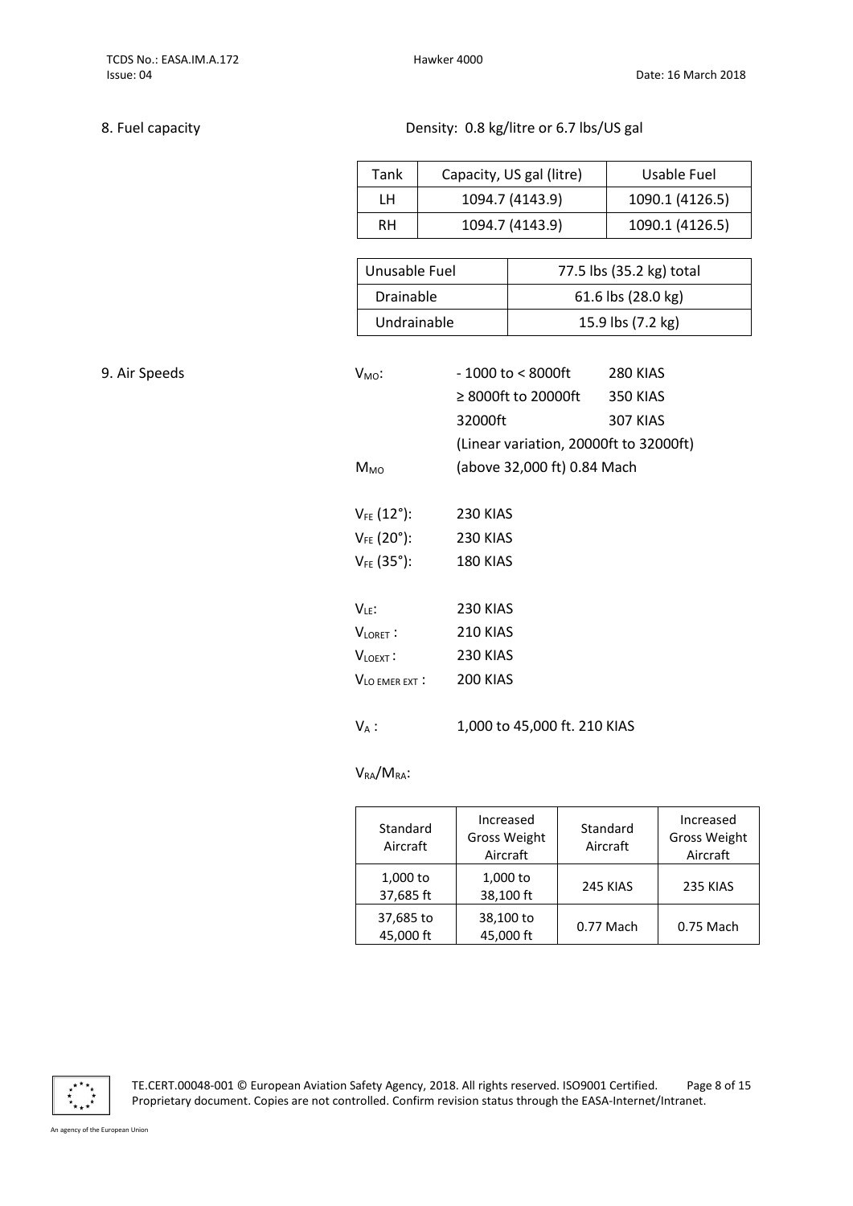## 8. Fuel capacity

Density: 0.8 kg/litre or 6.7 lbs/US gal

| Tank | Capacity, US gal (litre) | Usable Fuel |
|---|---|---|
| LH | 1094.7 (4143.9) | 1090.1 (4126.5) |
| RH | 1094.7 (4143.9) | 1090.1 (4126.5) |

| Unusable Fuel | 77.5 lbs (35.2 kg) total |
|---|---|
| Drainable | 61.6 lbs (28.0 kg) |
| Undrainable | 15.9 lbs (7.2 kg) |

## 9. Air Speeds

$V_{MO}$: - 1000 to < 8000ft 280 KIAS
≥ 8000ft to 20000ft 350 KIAS
32000ft 307 KIAS
(Linear variation, 20000ft to 32000ft)

$M_{MO}$ (above 32,000 ft) 0.84 Mach

$V_{FE}$ (12°): 230 KIAS
$V_{FE}$ (20°): 230 KIAS
$V_{FE}$ (35°): 180 KIAS

$V_{LE}$: 230 KIAS
$V_{LORET}$ : 210 KIAS
$V_{LOEXT}$ : 230 KIAS
$V_{LO\ EMER\ EXT}$ : 200 KIAS

$V_A$ : 1,000 to 45,000 ft. 210 KIAS

$V_{RA}/M_{RA}$:

| Standard Aircraft | Increased Gross Weight Aircraft | Standard Aircraft | Increased Gross Weight Aircraft |
|---|---|---|---|
| 1,000 to 37,685 ft | 1,000 to 38,100 ft | 245 KIAS | 235 KIAS |
| 37,685 to 45,000 ft | 38,100 to 45,000 ft | 0.77 Mach | 0.75 Mach |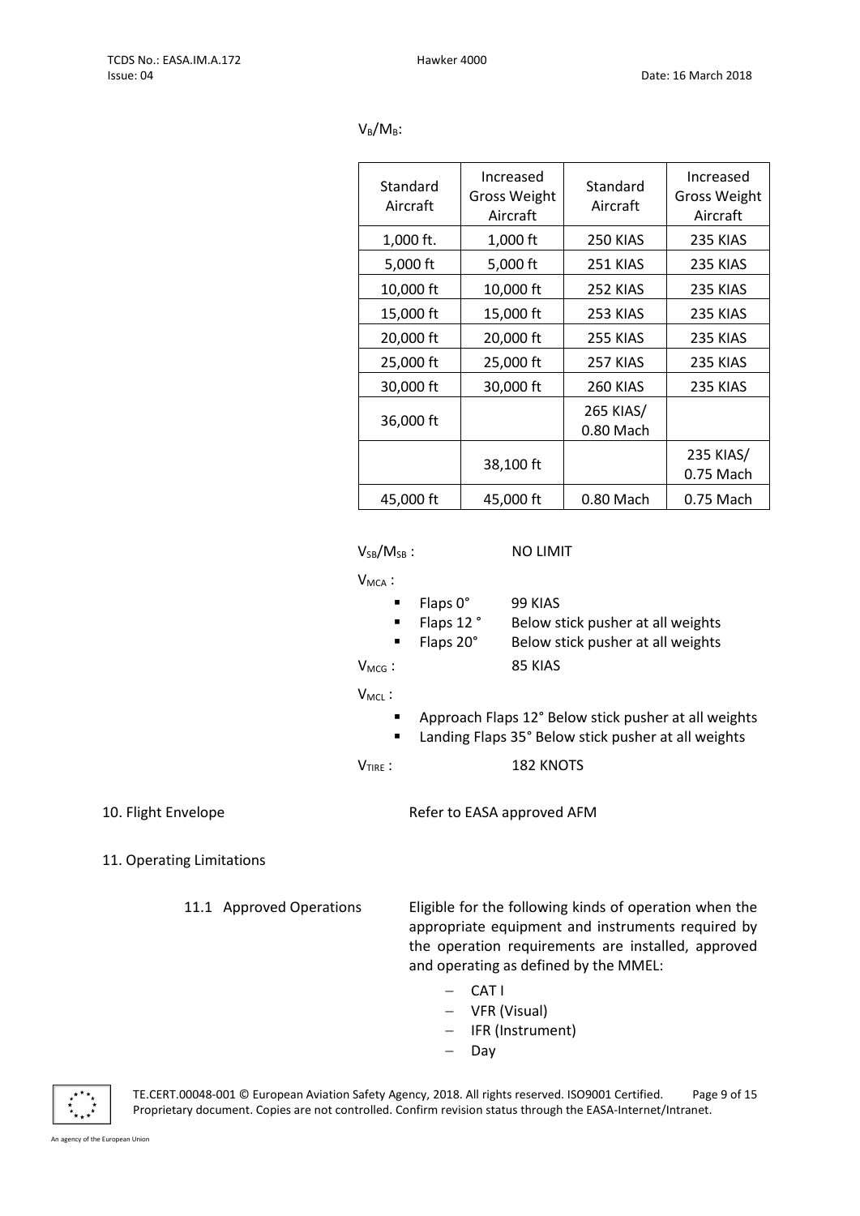$V_B/M_B$:

| Standard Aircraft | Increased Gross Weight Aircraft | Standard Aircraft | Increased Gross Weight Aircraft |
|---|---|---|---|
| 1,000 ft. | 1,000 ft | 250 KIAS | 235 KIAS |
| 5,000 ft | 5,000 ft | 251 KIAS | 235 KIAS |
| 10,000 ft | 10,000 ft | 252 KIAS | 235 KIAS |
| 15,000 ft | 15,000 ft | 253 KIAS | 235 KIAS |
| 20,000 ft | 20,000 ft | 255 KIAS | 235 KIAS |
| 25,000 ft | 25,000 ft | 257 KIAS | 235 KIAS |
| 30,000 ft | 30,000 ft | 260 KIAS | 235 KIAS |
| 36,000 ft | | 265 KIAS/ 0.80 Mach | |
| | 38,100 ft | | 235 KIAS/ 0.75 Mach |
| 45,000 ft | 45,000 ft | 0.80 Mach | 0.75 Mach |

$V_{SB}/M_{SB}$ : NO LIMIT

$V_{MCA}$ :

- Flaps 0° 99 KIAS
- Flaps 12 ° Below stick pusher at all weights
- Flaps 20° Below stick pusher at all weights

$V_{MCG}$ : 85 KIAS

$V_{MCL}$ :

- Approach Flaps 12° Below stick pusher at all weights
- Landing Flaps 35° Below stick pusher at all weights

$V_{TIRE}$ : 182 KNOTS

10. Flight Envelope Refer to EASA approved AFM

11. Operating Limitations

11.1 Approved Operations

Eligible for the following kinds of operation when the appropriate equipment and instruments required by the operation requirements are installed, approved and operating as defined by the MMEL:

- CAT I
- VFR (Visual)
- IFR (Instrument)
- Day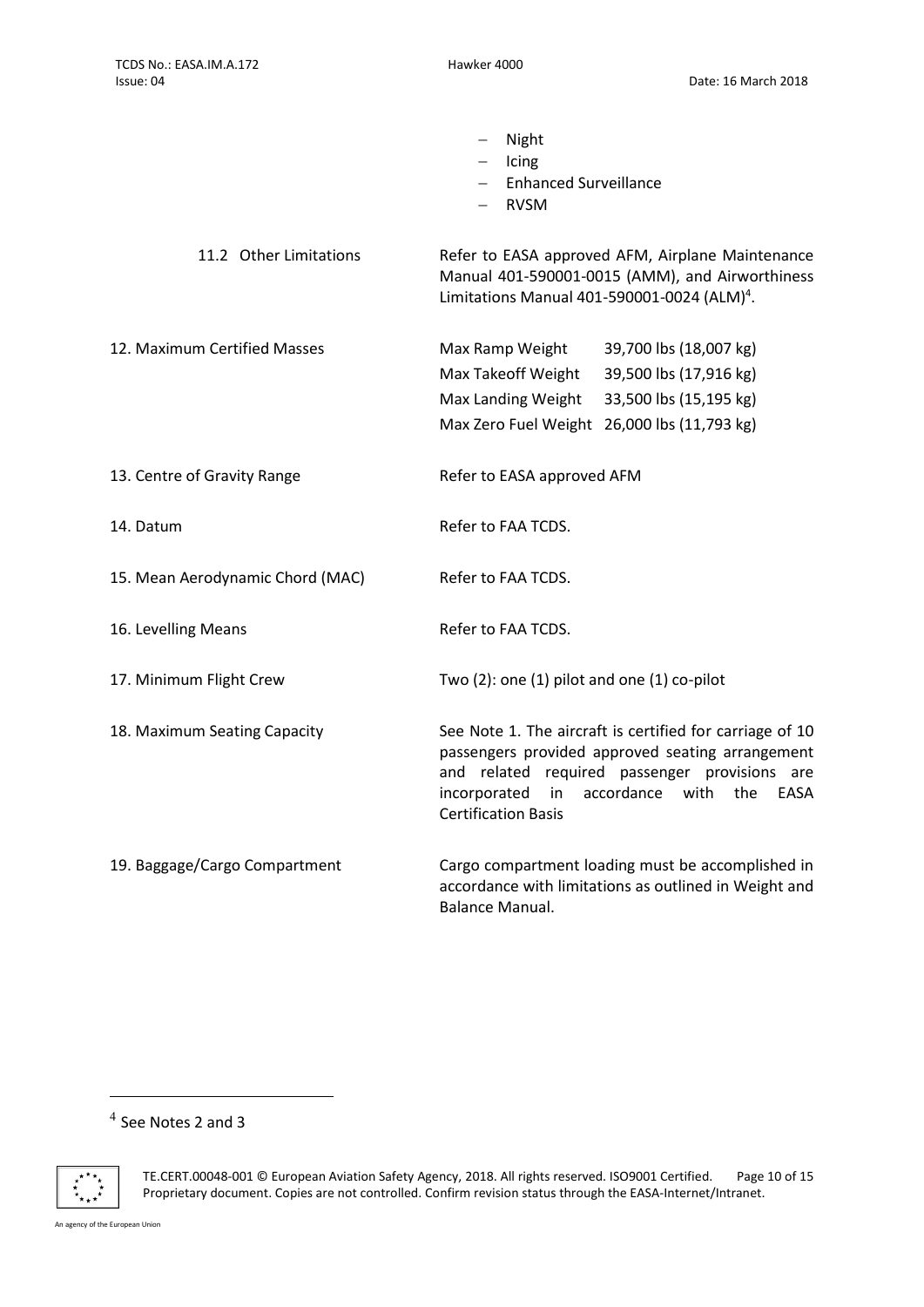- Night
- Icing
- Enhanced Surveillance
- RVSM

11.2 Other Limitations

Refer to EASA approved AFM, Airplane Maintenance Manual 401-590001-0015 (AMM), and Airworthiness Limitations Manual 401-590001-0024 (ALM)[4].

12. Maximum Certified Masses

| | |
|---|---|
| Max Ramp Weight | 39,700 lbs (18,007 kg) |
| Max Takeoff Weight | 39,500 lbs (17,916 kg) |
| Max Landing Weight | 33,500 lbs (15,195 kg) |
| Max Zero Fuel Weight | 26,000 lbs (11,793 kg) |

13. Centre of Gravity Range

Refer to EASA approved AFM

14. Datum

Refer to FAA TCDS.

15. Mean Aerodynamic Chord (MAC)

Refer to FAA TCDS.

16. Levelling Means

Refer to FAA TCDS.

17. Minimum Flight Crew

Two (2): one (1) pilot and one (1) co-pilot

18. Maximum Seating Capacity

See Note 1. The aircraft is certified for carriage of 10 passengers provided approved seating arrangement and related required passenger provisions are incorporated in accordance with the EASA Certification Basis

19. Baggage/Cargo Compartment

Cargo compartment loading must be accomplished in accordance with limitations as outlined in Weight and Balance Manual.

---

[4] See Notes 2 and 3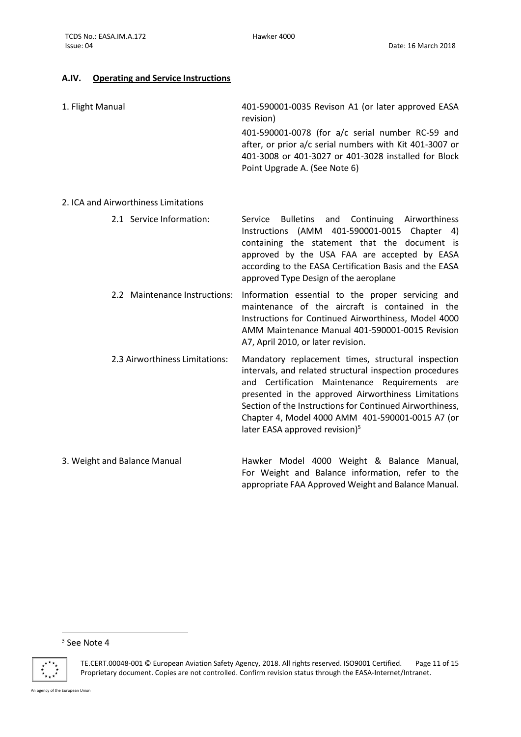## A.IV. Operating and Service Instructions

1. Flight Manual

401-590001-0035 Revison A1 (or later approved EASA revision)

401-590001-0078 (for a/c serial number RC-59 and after, or prior a/c serial numbers with Kit 401-3007 or 401-3008 or 401-3027 or 401-3028 installed for Block Point Upgrade A. (See Note 6)

2. ICA and Airworthiness Limitations

2.1 Service Information: Service Bulletins and Continuing Airworthiness Instructions (AMM 401-590001-0015 Chapter 4) containing the statement that the document is approved by the USA FAA are accepted by EASA according to the EASA Certification Basis and the EASA approved Type Design of the aeroplane

2.2 Maintenance Instructions: Information essential to the proper servicing and maintenance of the aircraft is contained in the Instructions for Continued Airworthiness, Model 4000 AMM Maintenance Manual 401-590001-0015 Revision A7, April 2010, or later revision.

2.3 Airworthiness Limitations: Mandatory replacement times, structural inspection intervals, and related structural inspection procedures and Certification Maintenance Requirements are presented in the approved Airworthiness Limitations Section of the Instructions for Continued Airworthiness, Chapter 4, Model 4000 AMM 401-590001-0015 A7 (or later EASA approved revision)[5]

3. Weight and Balance Manual

Hawker Model 4000 Weight & Balance Manual, For Weight and Balance information, refer to the appropriate FAA Approved Weight and Balance Manual.

---

[5] See Note 4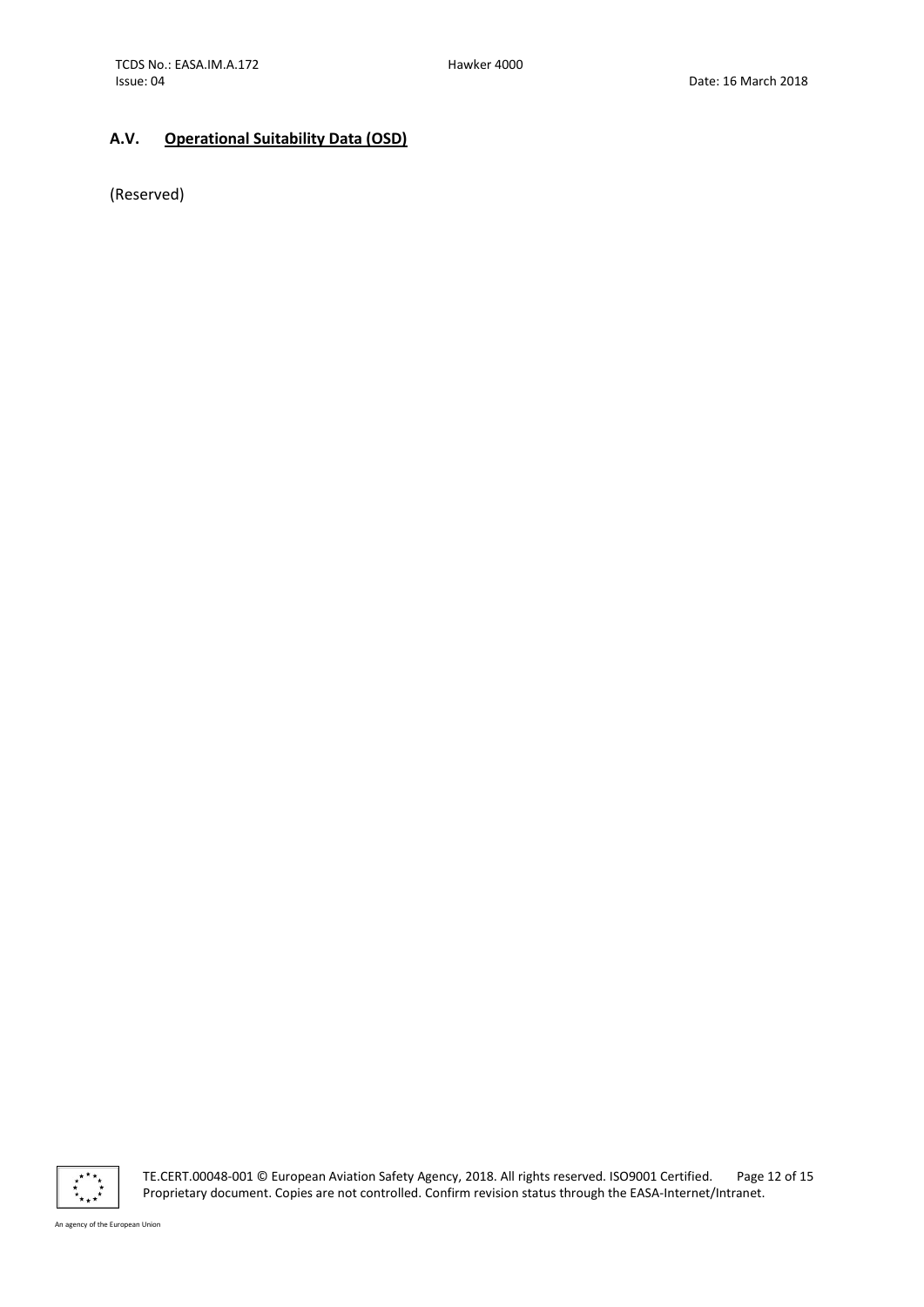## A.V. Operational Suitability Data (OSD)

(Reserved)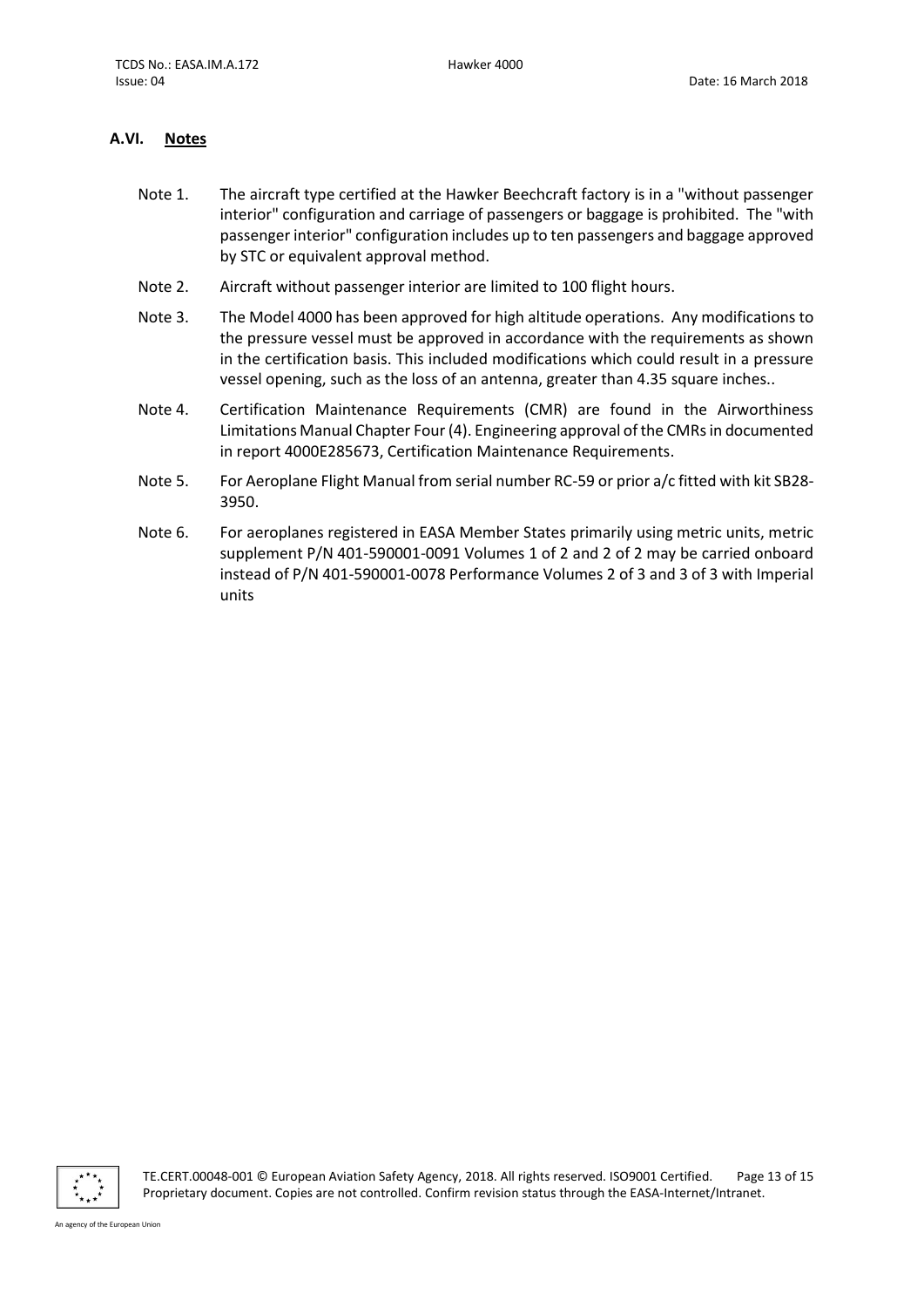## A.VI. Notes

Note 1. The aircraft type certified at the Hawker Beechcraft factory is in a "without passenger interior" configuration and carriage of passengers or baggage is prohibited. The "with passenger interior" configuration includes up to ten passengers and baggage approved by STC or equivalent approval method.

Note 2. Aircraft without passenger interior are limited to 100 flight hours.

Note 3. The Model 4000 has been approved for high altitude operations. Any modifications to the pressure vessel must be approved in accordance with the requirements as shown in the certification basis. This included modifications which could result in a pressure vessel opening, such as the loss of an antenna, greater than 4.35 square inches..

Note 4. Certification Maintenance Requirements (CMR) are found in the Airworthiness Limitations Manual Chapter Four (4). Engineering approval of the CMRs in documented in report 4000E285673, Certification Maintenance Requirements.

Note 5. For Aeroplane Flight Manual from serial number RC-59 or prior a/c fitted with kit SB28-3950.

Note 6. For aeroplanes registered in EASA Member States primarily using metric units, metric supplement P/N 401-590001-0091 Volumes 1 of 2 and 2 of 2 may be carried onboard instead of P/N 401-590001-0078 Performance Volumes 2 of 3 and 3 of 3 with Imperial units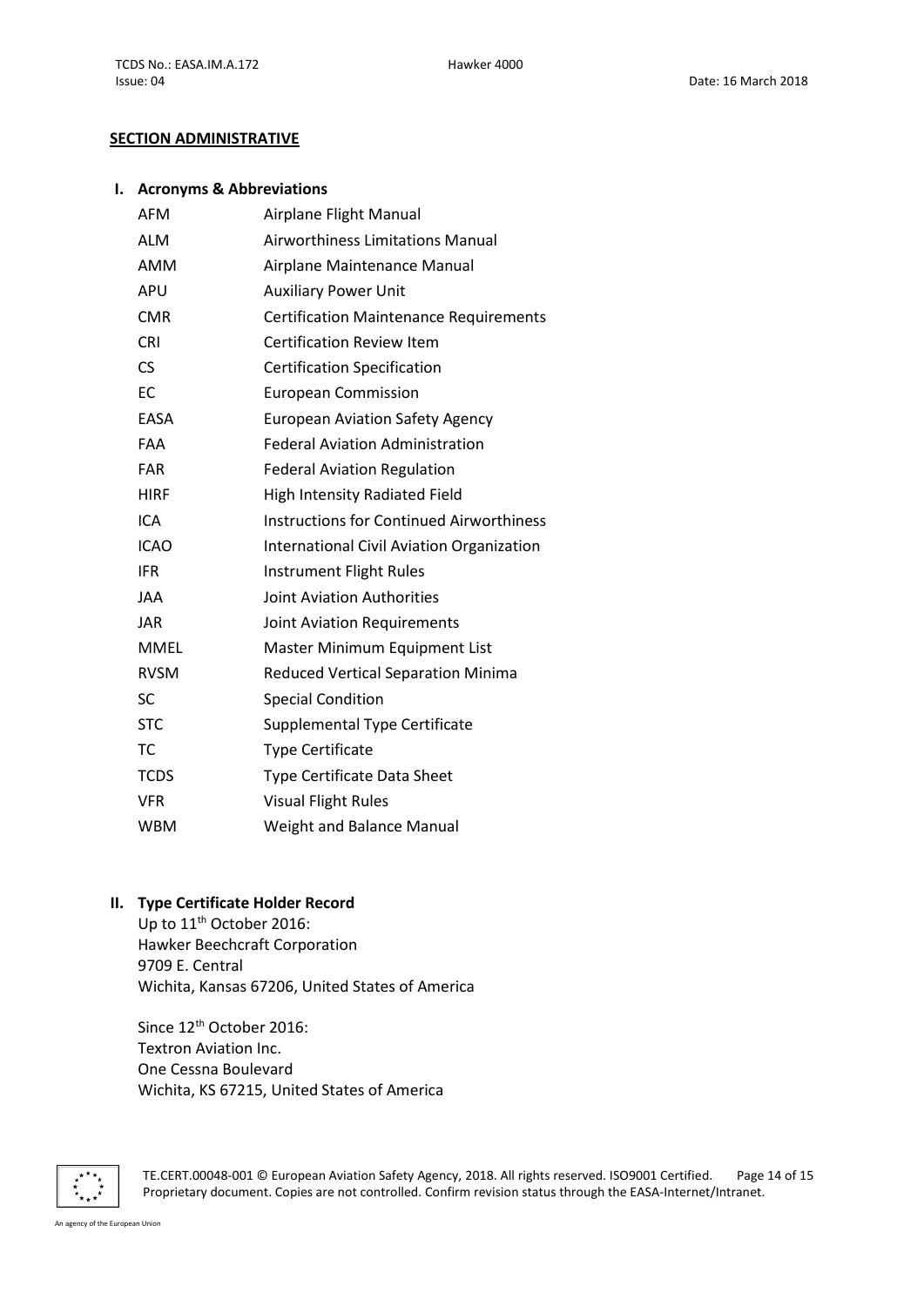## SECTION ADMINISTRATIVE

### I. Acronyms & Abbreviations

| | |
|---|---|
| AFM | Airplane Flight Manual |
| ALM | Airworthiness Limitations Manual |
| AMM | Airplane Maintenance Manual |
| APU | Auxiliary Power Unit |
| CMR | Certification Maintenance Requirements |
| CRI | Certification Review Item |
| CS | Certification Specification |
| EC | European Commission |
| EASA | European Aviation Safety Agency |
| FAA | Federal Aviation Administration |
| FAR | Federal Aviation Regulation |
| HIRF | High Intensity Radiated Field |
| ICA | Instructions for Continued Airworthiness |
| ICAO | International Civil Aviation Organization |
| IFR | Instrument Flight Rules |
| JAA | Joint Aviation Authorities |
| JAR | Joint Aviation Requirements |
| MMEL | Master Minimum Equipment List |
| RVSM | Reduced Vertical Separation Minima |
| SC | Special Condition |
| STC | Supplemental Type Certificate |
| TC | Type Certificate |
| TCDS | Type Certificate Data Sheet |
| VFR | Visual Flight Rules |
| WBM | Weight and Balance Manual |

### II. Type Certificate Holder Record

Up to 11th October 2016:
Hawker Beechcraft Corporation
9709 E. Central
Wichita, Kansas 67206, United States of America

Since 12th October 2016:
Textron Aviation Inc.
One Cessna Boulevard
Wichita, KS 67215, United States of America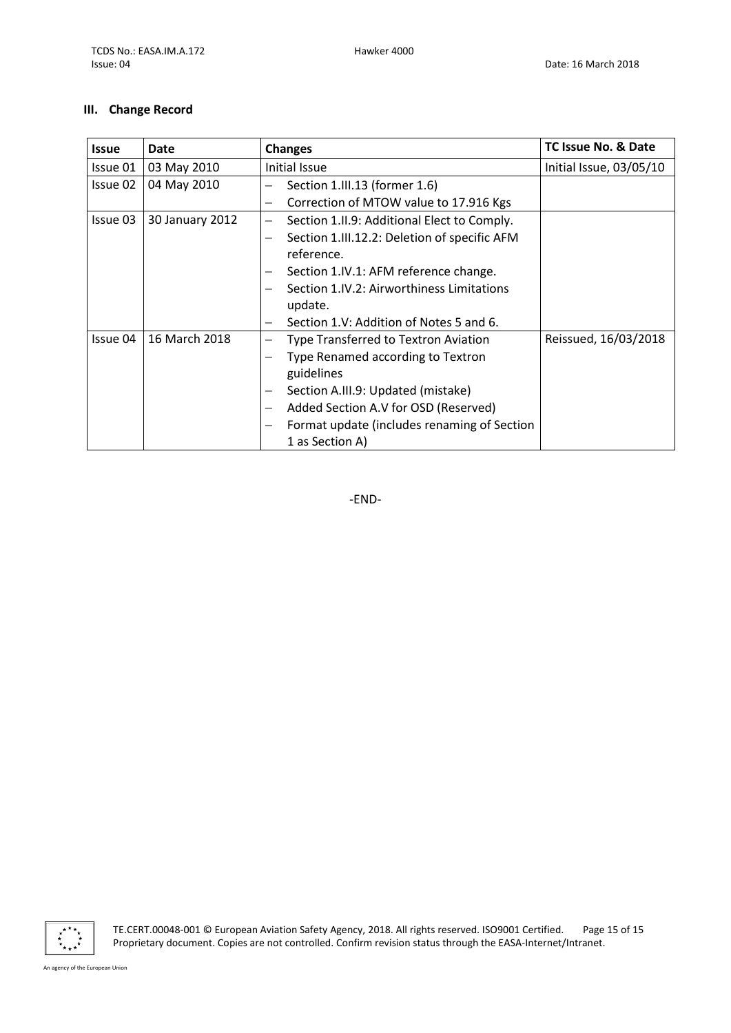### III. Change Record

| Issue | Date | Changes | TC Issue No. & Date |
|---|---|---|---|
| Issue 01 | 03 May 2010 | Initial Issue | Initial Issue, 03/05/10 |
| Issue 02 | 04 May 2010 | – Section 1.III.13 (former 1.6)<br>– Correction of MTOW value to 17.916 Kgs | |
| Issue 03 | 30 January 2012 | – Section 1.II.9: Additional Elect to Comply.<br>– Section 1.III.12.2: Deletion of specific AFM reference.<br>– Section 1.IV.1: AFM reference change.<br>– Section 1.IV.2: Airworthiness Limitations update.<br>– Section 1.V: Addition of Notes 5 and 6. | |
| Issue 04 | 16 March 2018 | – Type Transferred to Textron Aviation<br>– Type Renamed according to Textron guidelines<br>– Section A.III.9: Updated (mistake)<br>– Added Section A.V for OSD (Reserved)<br>– Format update (includes renaming of Section 1 as Section A) | Reissued, 16/03/2018 |

-END-